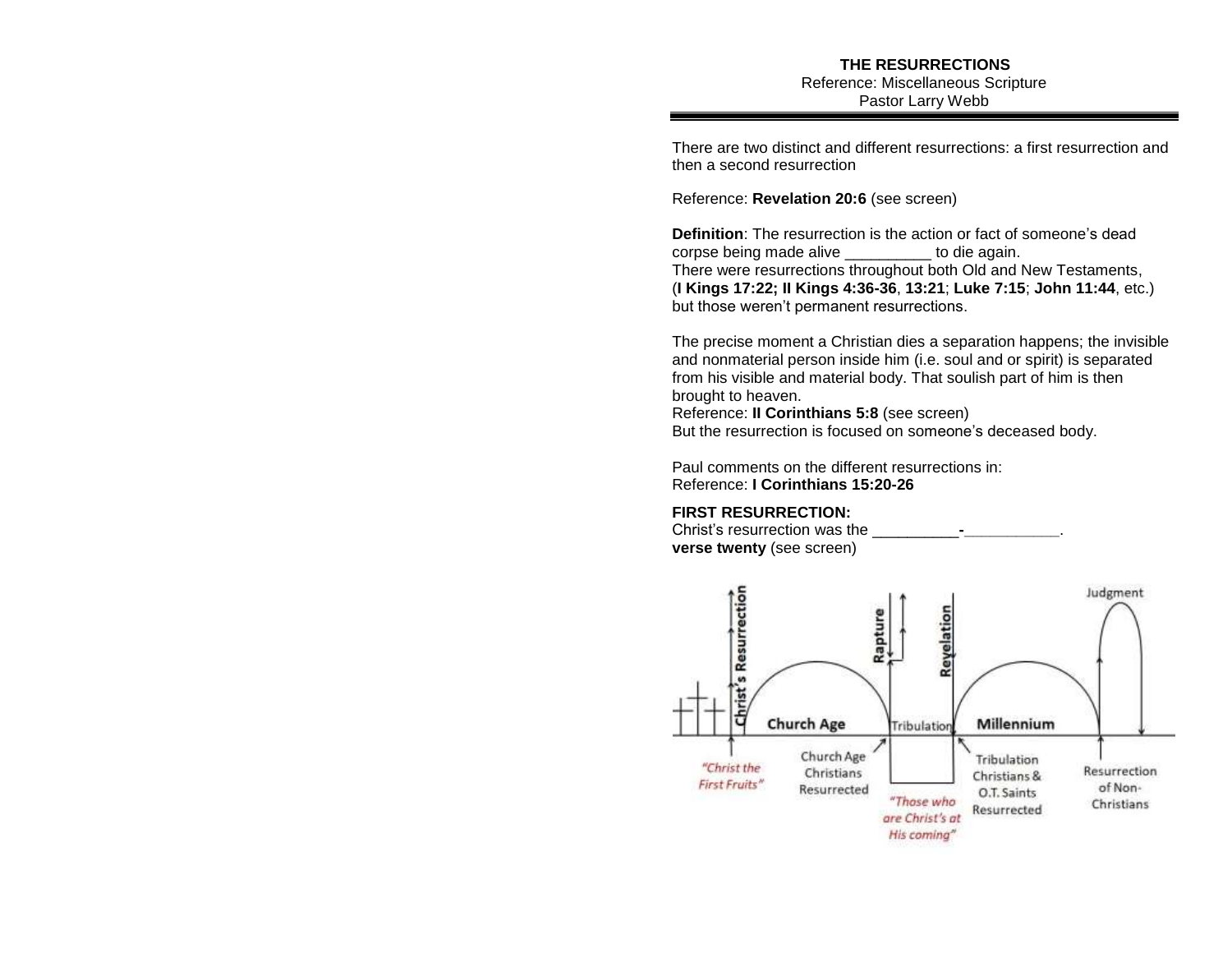**THE RESURRECTIONS**
Reference: Miscellaneous Scripture
Pastor Larry Webb

---

There are two distinct and different resurrections: a first resurrection and then a second resurrection

Reference: **Revelation 20:6** (see screen)

**Definition**: The resurrection is the action or fact of someone's dead corpse being made alive __________ to die again.
There were resurrections throughout both Old and New Testaments, (**I Kings 17:22; II Kings 4:36-36**, **13:21**; **Luke 7:15**; **John 11:44**, etc.) but those weren't permanent resurrections.

The precise moment a Christian dies a separation happens; the invisible and nonmaterial person inside him (i.e. soul and or spirit) is separated from his visible and material body. That soulish part of him is then brought to heaven.
Reference: **II Corinthians 5:8** (see screen)
But the resurrection is focused on someone's deceased body.

Paul comments on the different resurrections in:
Reference: **I Corinthians 15:20-26**

**FIRST RESURRECTION:**
Christ's resurrection was the __________-___________.
**verse twenty** (see screen)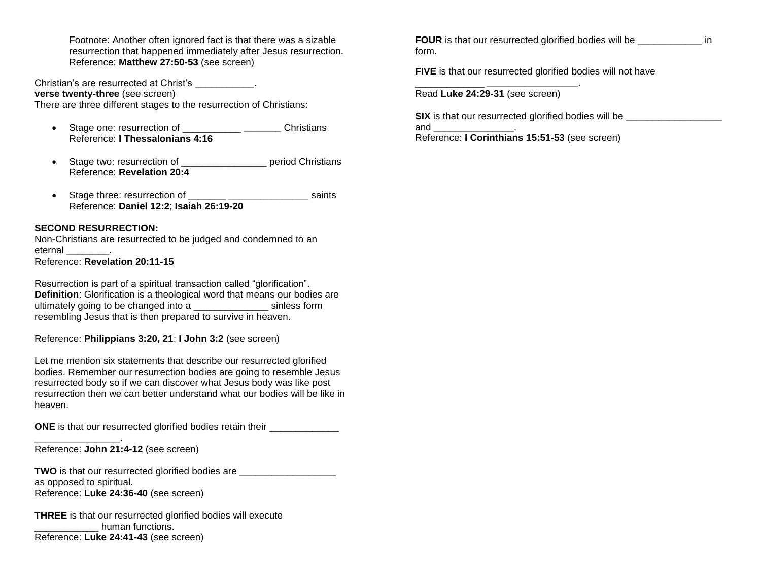Footnote: Another often ignored fact is that there was a sizable resurrection that happened immediately after Jesus resurrection. Reference: **Matthew 27:50-53** (see screen)

Christian's are resurrected at Christ's ___________.
**verse twenty-three** (see screen)
There are three different stages to the resurrection of Christians:

- Stage one: resurrection of ___________ _______ Christians
  Reference: **I Thessalonians 4:16**

- Stage two: resurrection of ________________ period Christians
  Reference: **Revelation 20:4**

- Stage three: resurrection of _______ _______________ saints
  Reference: **Daniel 12:2**; **Isaiah 26:19-20**

**SECOND RESURRECTION:**
Non-Christians are resurrected to be judged and condemned to an eternal ________.
Reference: **Revelation 20:11-15**

Resurrection is part of a spiritual transaction called "glorification".
**Definition**: Glorification is a theological word that means our bodies are ultimately going to be changed into a ______________ sinless form resembling Jesus that is then prepared to survive in heaven.

Reference: **Philippians 3:20, 21**; **I John 3:2** (see screen)

Let me mention six statements that describe our resurrected glorified bodies. Remember our resurrection bodies are going to resemble Jesus resurrected body so if we can discover what Jesus body was like post resurrection then we can better understand what our bodies will be like in heaven.

**ONE** is that our resurrected glorified bodies retain their _____________ ________________.
Reference: **John 21:4-12** (see screen)

**TWO** is that our resurrected glorified bodies are __________________ as opposed to spiritual.
Reference: **Luke 24:36-40** (see screen)

**THREE** is that our resurrected glorified bodies will execute ____________ human functions.
Reference: **Luke 24:41-43** (see screen)

**FOUR** is that our resurrected glorified bodies will be ____________ in form.

**FIVE** is that our resurrected glorified bodies will not have _____________ _________________.
Read **Luke 24:29-31** (see screen)

**SIX** is that our resurrected glorified bodies will be __________________ and _______________.
Reference: **I Corinthians 15:51-53** (see screen)